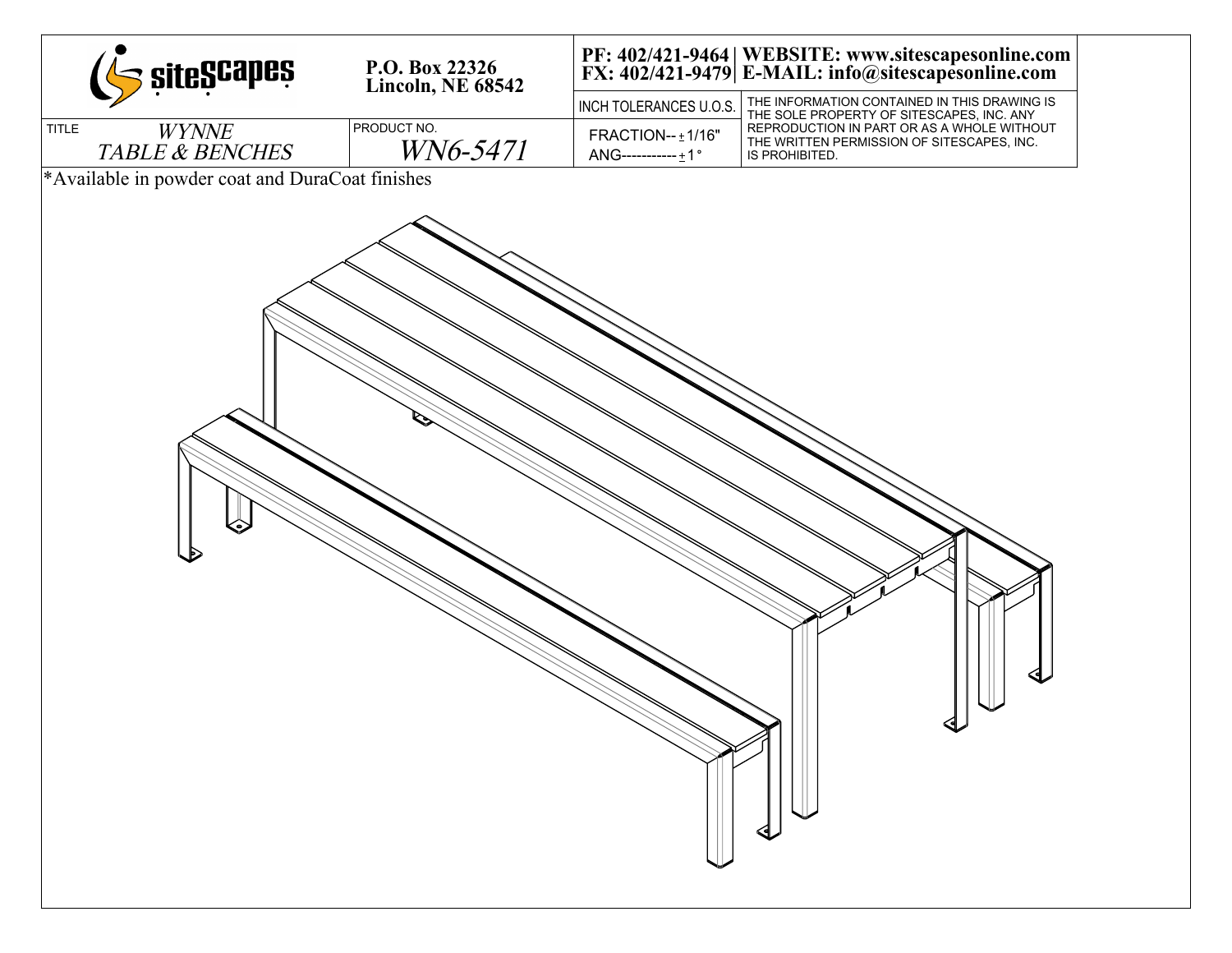siteScapes

P.O. Box 22326
Lincoln, NE 68542

PF: 402/421-9464 | WEBSITE: www.sitescapesonline.com
FX: 402/421-9479 | E-MAIL: info@sitescapesonline.com

| TITLE | PRODUCT NO. | INCH TOLERANCES U.O.S. | |
|---|---|---|---|
| *WYNNE TABLE & BENCHES* | *WN6-5471* | FRACTION-- ± 1/16" ANG----------- ± 1° | THE INFORMATION CONTAINED IN THIS DRAWING IS THE SOLE PROPERTY OF SITESCAPES, INC. ANY REPRODUCTION IN PART OR AS A WHOLE WITHOUT THE WRITTEN PERMISSION OF SITESCAPES, INC. IS PROHIBITED. |

*Available in powder coat and DuraCoat finishes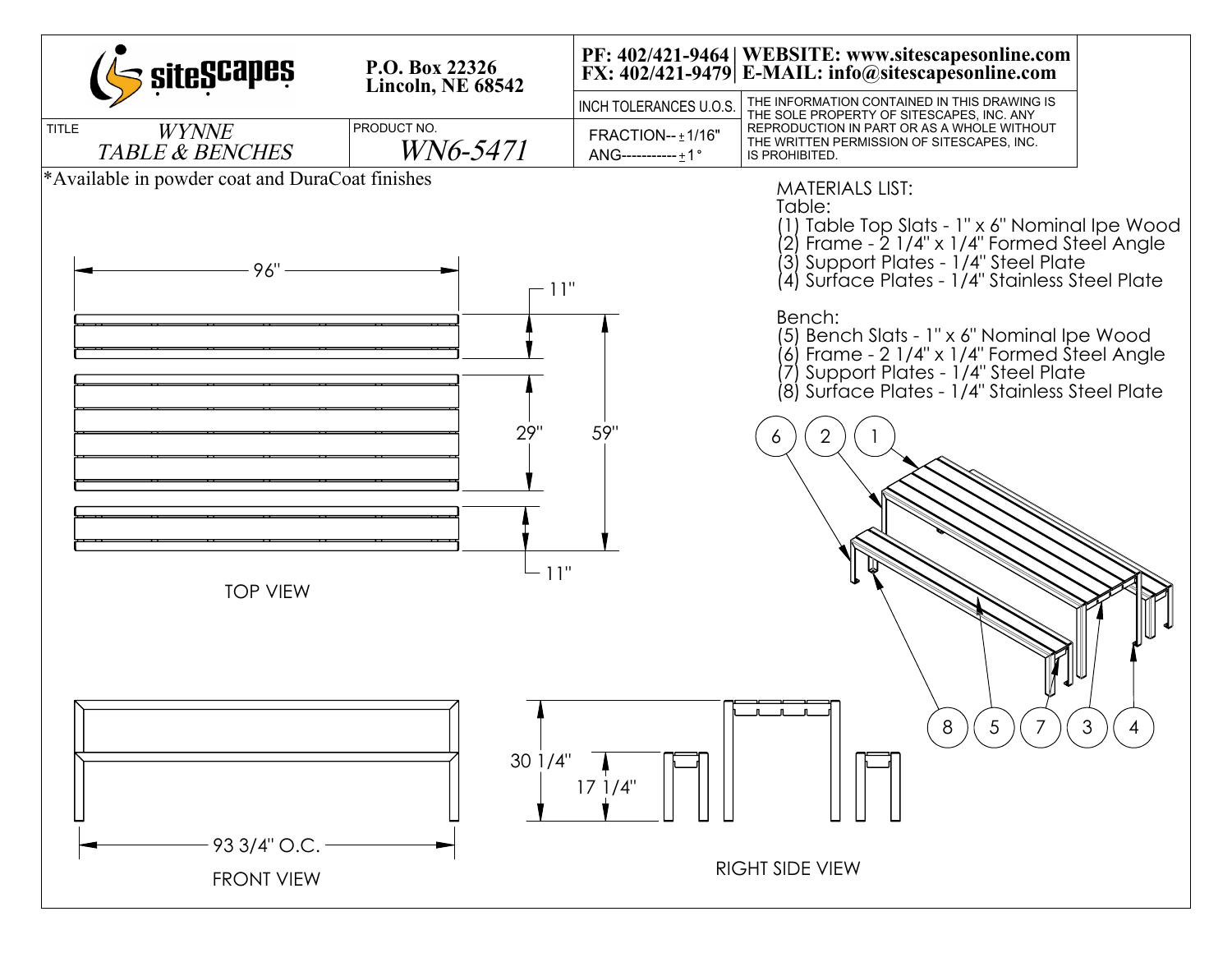**siteScapes**

P.O. Box 22326
Lincoln, NE 68542

PF: 402/421-9464 | WEBSITE: www.sitescapesonline.com
FX: 402/421-9479 | E-MAIL: info@sitescapesonline.com

TITLE *WYNNE TABLE & BENCHES*

PRODUCT NO. *WN6-5471*

INCH TOLERANCES U.O.S.
FRACTION-- ± 1/16"
ANG----------- ± 1°

THE INFORMATION CONTAINED IN THIS DRAWING IS THE SOLE PROPERTY OF SITESCAPES, INC. ANY REPRODUCTION IN PART OR AS A WHOLE WITHOUT THE WRITTEN PERMISSION OF SITESCAPES, INC. IS PROHIBITED.

*Available in powder coat and DuraCoat finishes

MATERIALS LIST:

Table:
(1) Table Top Slats - 1" x 6" Nominal Ipe Wood
(2) Frame - 2 1/4" x 1/4" Formed Steel Angle
(3) Support Plates - 1/4" Steel Plate
(4) Surface Plates - 1/4" Stainless Steel Plate

Bench:
(5) Bench Slats - 1" x 6" Nominal Ipe Wood
(6) Frame - 2 1/4" x 1/4" Formed Steel Angle
(7) Support Plates - 1/4" Steel Plate
(8) Surface Plates - 1/4" Stainless Steel Plate

96"
11"
29"
59"
11"

TOP VIEW

93 3/4" O.C.

FRONT VIEW

30 1/4"
17 1/4"

RIGHT SIDE VIEW

6 2 1
8 5 7 3 4